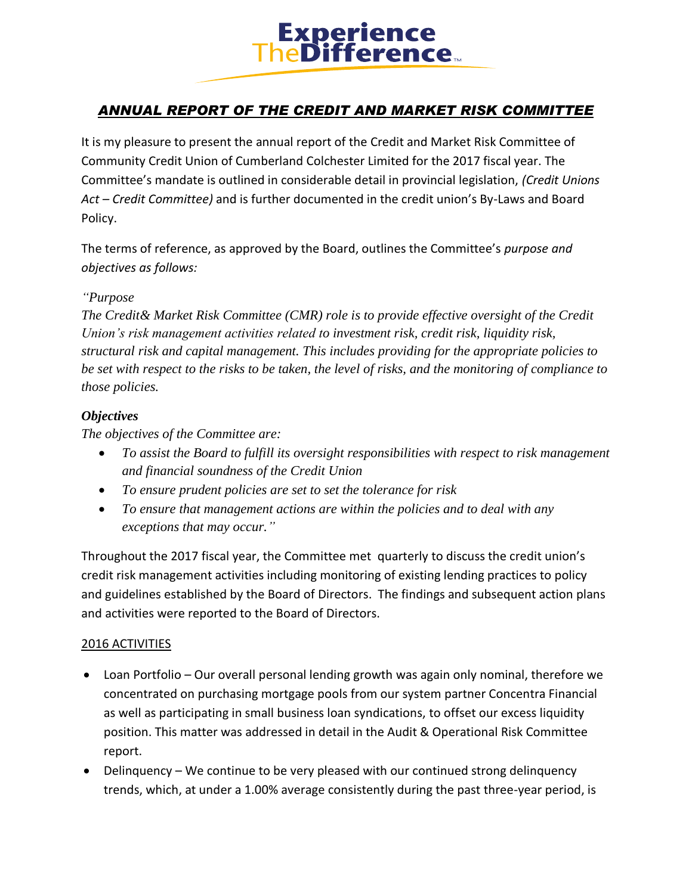# Experience The Difference™

## *ANNUAL REPORT OF THE CREDIT AND MARKET RISK COMMITTEE*

It is my pleasure to present the annual report of the Credit and Market Risk Committee of Community Credit Union of Cumberland Colchester Limited for the 2017 fiscal year. The Committee's mandate is outlined in considerable detail in provincial legislation, *(Credit Unions Act – Credit Committee)* and is further documented in the credit union's By-Laws and Board Policy.

The terms of reference, as approved by the Board, outlines the Committee's *purpose and objectives as follows:*

*"Purpose*
*The Credit& Market Risk Committee (CMR) role is to provide effective oversight of the Credit Union's risk management activities related to investment risk, credit risk, liquidity risk, structural risk and capital management. This includes providing for the appropriate policies to be set with respect to the risks to be taken, the level of risks, and the monitoring of compliance to those policies.*

***Objectives***
*The objectives of the Committee are:*

- *To assist the Board to fulfill its oversight responsibilities with respect to risk management and financial soundness of the Credit Union*
- *To ensure prudent policies are set to set the tolerance for risk*
- *To ensure that management actions are within the policies and to deal with any exceptions that may occur."*

Throughout the 2017 fiscal year, the Committee met quarterly to discuss the credit union's credit risk management activities including monitoring of existing lending practices to policy and guidelines established by the Board of Directors. The findings and subsequent action plans and activities were reported to the Board of Directors.

<u>2016 ACTIVITIES</u>

- Loan Portfolio – Our overall personal lending growth was again only nominal, therefore we concentrated on purchasing mortgage pools from our system partner Concentra Financial as well as participating in small business loan syndications, to offset our excess liquidity position. This matter was addressed in detail in the Audit & Operational Risk Committee report.
- Delinquency – We continue to be very pleased with our continued strong delinquency trends, which, at under a 1.00% average consistently during the past three-year period, is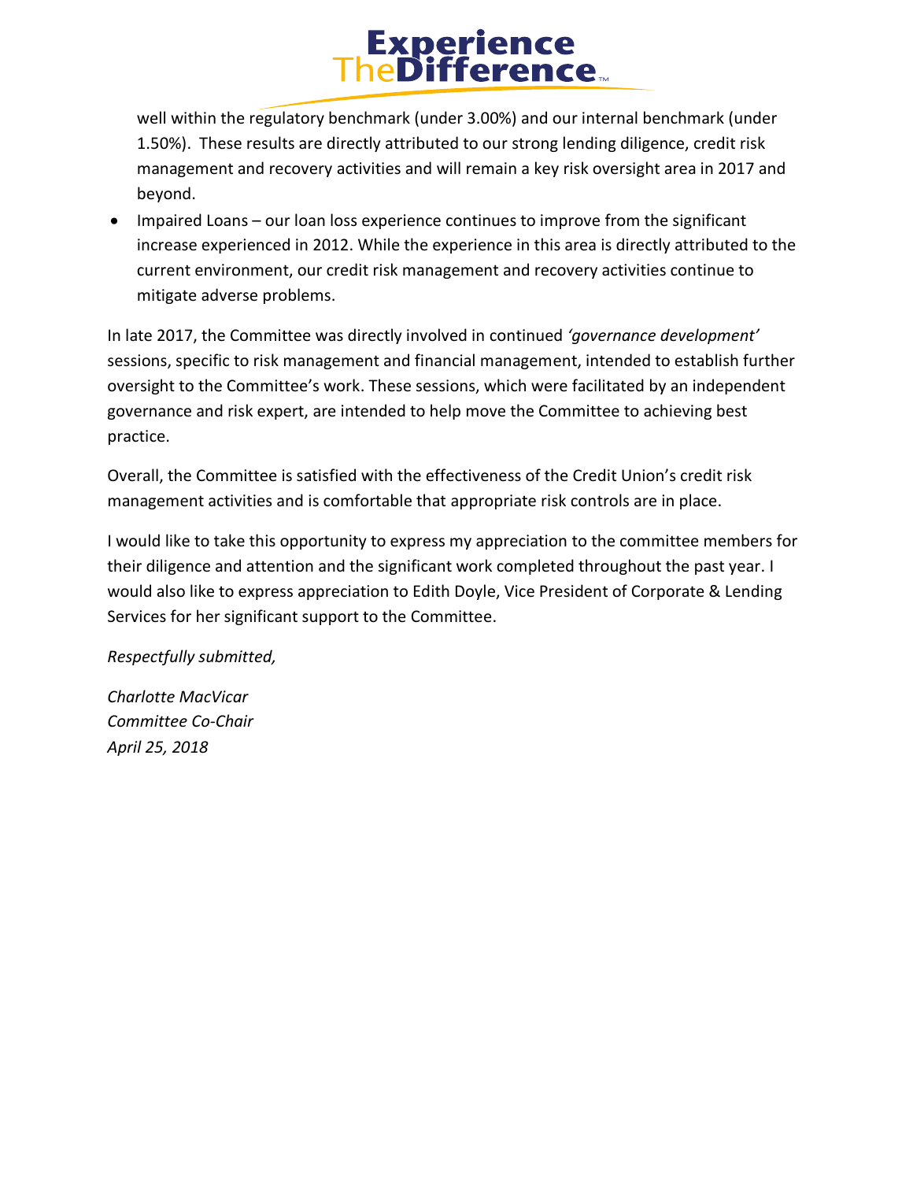well within the regulatory benchmark (under 3.00%) and our internal benchmark (under 1.50%). These results are directly attributed to our strong lending diligence, credit risk management and recovery activities and will remain a key risk oversight area in 2017 and beyond.

- Impaired Loans – our loan loss experience continues to improve from the significant increase experienced in 2012. While the experience in this area is directly attributed to the current environment, our credit risk management and recovery activities continue to mitigate adverse problems.

In late 2017, the Committee was directly involved in continued *'governance development'* sessions, specific to risk management and financial management, intended to establish further oversight to the Committee's work. These sessions, which were facilitated by an independent governance and risk expert, are intended to help move the Committee to achieving best practice.

Overall, the Committee is satisfied with the effectiveness of the Credit Union's credit risk management activities and is comfortable that appropriate risk controls are in place.

I would like to take this opportunity to express my appreciation to the committee members for their diligence and attention and the significant work completed throughout the past year. I would also like to express appreciation to Edith Doyle, Vice President of Corporate & Lending Services for her significant support to the Committee.

*Respectfully submitted,*

*Charlotte MacVicar*
*Committee Co-Chair*
*April 25, 2018*